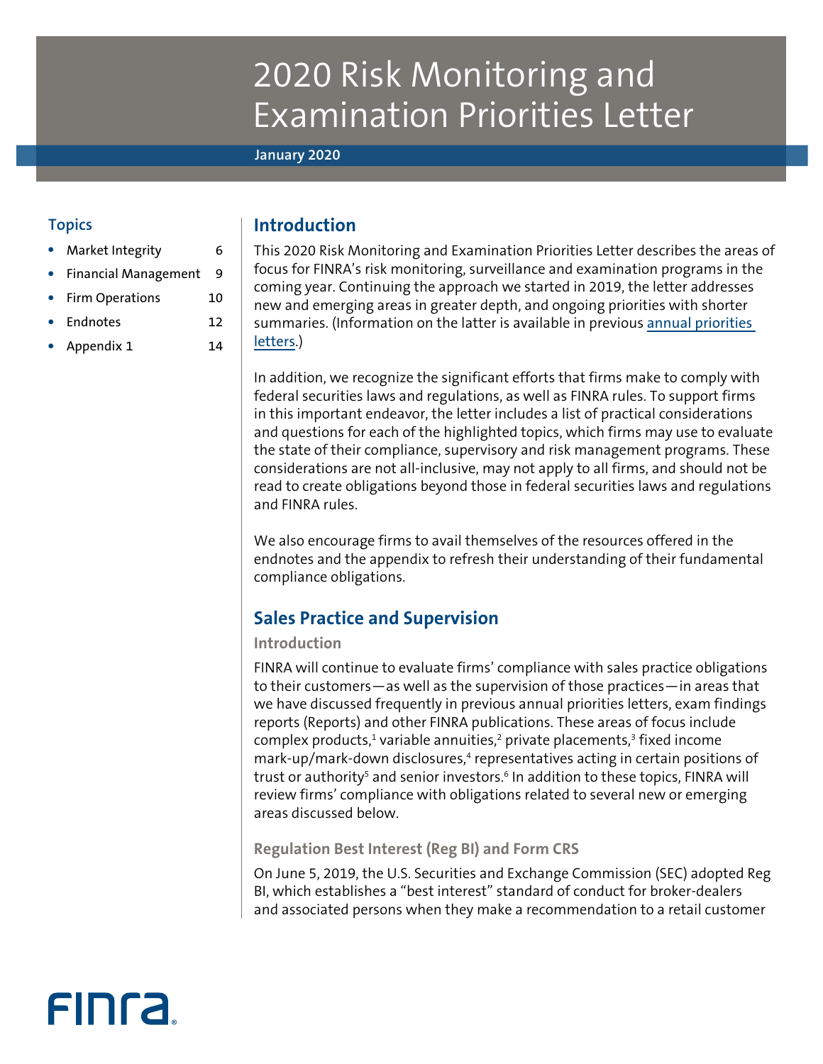# 2020 Risk Monitoring and Examination Priorities Letter

**January 2020**

## Topics

- Market Integrity 6
- Financial Management 9
- Firm Operations 10
- Endnotes 12
- Appendix 1 14

## Introduction

This 2020 Risk Monitoring and Examination Priorities Letter describes the areas of focus for FINRA's risk monitoring, surveillance and examination programs in the coming year. Continuing the approach we started in 2019, the letter addresses new and emerging areas in greater depth, and ongoing priorities with shorter summaries. (Information on the latter is available in previous annual priorities letters.)

In addition, we recognize the significant efforts that firms make to comply with federal securities laws and regulations, as well as FINRA rules. To support firms in this important endeavor, the letter includes a list of practical considerations and questions for each of the highlighted topics, which firms may use to evaluate the state of their compliance, supervisory and risk management programs. These considerations are not all-inclusive, may not apply to all firms, and should not be read to create obligations beyond those in federal securities laws and regulations and FINRA rules.

We also encourage firms to avail themselves of the resources offered in the endnotes and the appendix to refresh their understanding of their fundamental compliance obligations.

## Sales Practice and Supervision

### Introduction

FINRA will continue to evaluate firms' compliance with sales practice obligations to their customers—as well as the supervision of those practices—in areas that we have discussed frequently in previous annual priorities letters, exam findings reports (Reports) and other FINRA publications. These areas of focus include complex products,[1] variable annuities,[2] private placements,[3] fixed income mark-up/mark-down disclosures,[4] representatives acting in certain positions of trust or authority[5] and senior investors.[6] In addition to these topics, FINRA will review firms' compliance with obligations related to several new or emerging areas discussed below.

### Regulation Best Interest (Reg BI) and Form CRS

On June 5, 2019, the U.S. Securities and Exchange Commission (SEC) adopted Reg BI, which establishes a "best interest" standard of conduct for broker-dealers and associated persons when they make a recommendation to a retail customer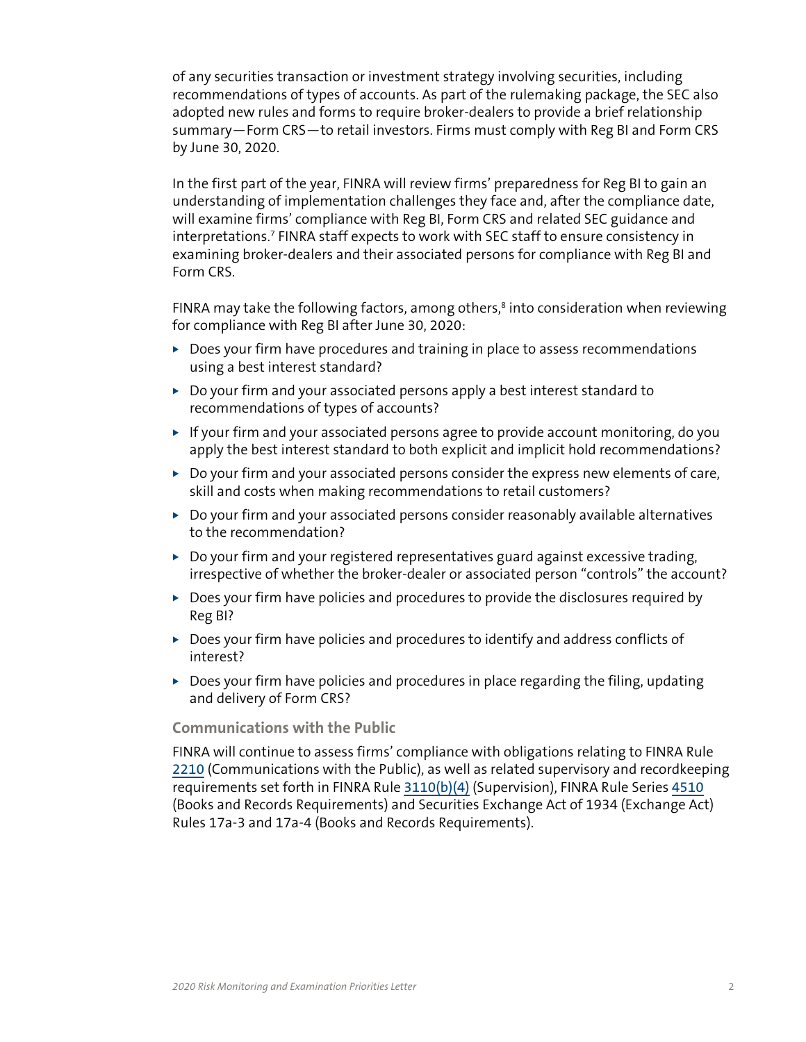of any securities transaction or investment strategy involving securities, including recommendations of types of accounts. As part of the rulemaking package, the SEC also adopted new rules and forms to require broker-dealers to provide a brief relationship summary—Form CRS—to retail investors. Firms must comply with Reg BI and Form CRS by June 30, 2020.

In the first part of the year, FINRA will review firms' preparedness for Reg BI to gain an understanding of implementation challenges they face and, after the compliance date, will examine firms' compliance with Reg BI, Form CRS and related SEC guidance and interpretations.[7] FINRA staff expects to work with SEC staff to ensure consistency in examining broker-dealers and their associated persons for compliance with Reg BI and Form CRS.

FINRA may take the following factors, among others,[8] into consideration when reviewing for compliance with Reg BI after June 30, 2020:

- Does your firm have procedures and training in place to assess recommendations using a best interest standard?
- Do your firm and your associated persons apply a best interest standard to recommendations of types of accounts?
- If your firm and your associated persons agree to provide account monitoring, do you apply the best interest standard to both explicit and implicit hold recommendations?
- Do your firm and your associated persons consider the express new elements of care, skill and costs when making recommendations to retail customers?
- Do your firm and your associated persons consider reasonably available alternatives to the recommendation?
- Do your firm and your registered representatives guard against excessive trading, irrespective of whether the broker-dealer or associated person "controls" the account?
- Does your firm have policies and procedures to provide the disclosures required by Reg BI?
- Does your firm have policies and procedures to identify and address conflicts of interest?
- Does your firm have policies and procedures in place regarding the filing, updating and delivery of Form CRS?

### Communications with the Public

FINRA will continue to assess firms' compliance with obligations relating to FINRA Rule 2210 (Communications with the Public), as well as related supervisory and recordkeeping requirements set forth in FINRA Rule 3110(b)(4) (Supervision), FINRA Rule Series 4510 (Books and Records Requirements) and Securities Exchange Act of 1934 (Exchange Act) Rules 17a-3 and 17a-4 (Books and Records Requirements).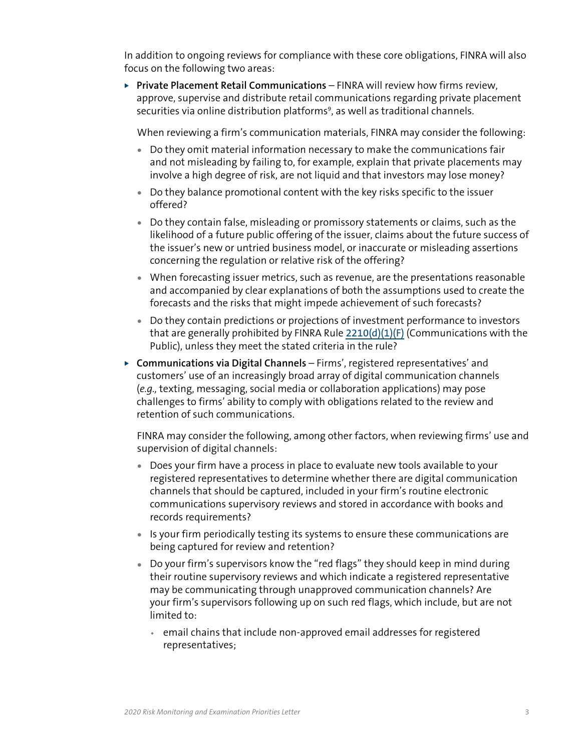In addition to ongoing reviews for compliance with these core obligations, FINRA will also focus on the following two areas:

- **Private Placement Retail Communications** – FINRA will review how firms review, approve, supervise and distribute retail communications regarding private placement securities via online distribution platforms[9], as well as traditional channels.

  When reviewing a firm's communication materials, FINRA may consider the following:

  - Do they omit material information necessary to make the communications fair and not misleading by failing to, for example, explain that private placements may involve a high degree of risk, are not liquid and that investors may lose money?
  - Do they balance promotional content with the key risks specific to the issuer offered?
  - Do they contain false, misleading or promissory statements or claims, such as the likelihood of a future public offering of the issuer, claims about the future success of the issuer's new or untried business model, or inaccurate or misleading assertions concerning the regulation or relative risk of the offering?
  - When forecasting issuer metrics, such as revenue, are the presentations reasonable and accompanied by clear explanations of both the assumptions used to create the forecasts and the risks that might impede achievement of such forecasts?
  - Do they contain predictions or projections of investment performance to investors that are generally prohibited by FINRA Rule 2210(d)(1)(F) (Communications with the Public), unless they meet the stated criteria in the rule?

- **Communications via Digital Channels** – Firms', registered representatives' and customers' use of an increasingly broad array of digital communication channels (*e.g.,* texting, messaging, social media or collaboration applications) may pose challenges to firms' ability to comply with obligations related to the review and retention of such communications.

  FINRA may consider the following, among other factors, when reviewing firms' use and supervision of digital channels:

  - Does your firm have a process in place to evaluate new tools available to your registered representatives to determine whether there are digital communication channels that should be captured, included in your firm's routine electronic communications supervisory reviews and stored in accordance with books and records requirements?
  - Is your firm periodically testing its systems to ensure these communications are being captured for review and retention?
  - Do your firm's supervisors know the "red flags" they should keep in mind during their routine supervisory reviews and which indicate a registered representative may be communicating through unapproved communication channels? Are your firm's supervisors following up on such red flags, which include, but are not limited to:
    - email chains that include non-approved email addresses for registered representatives;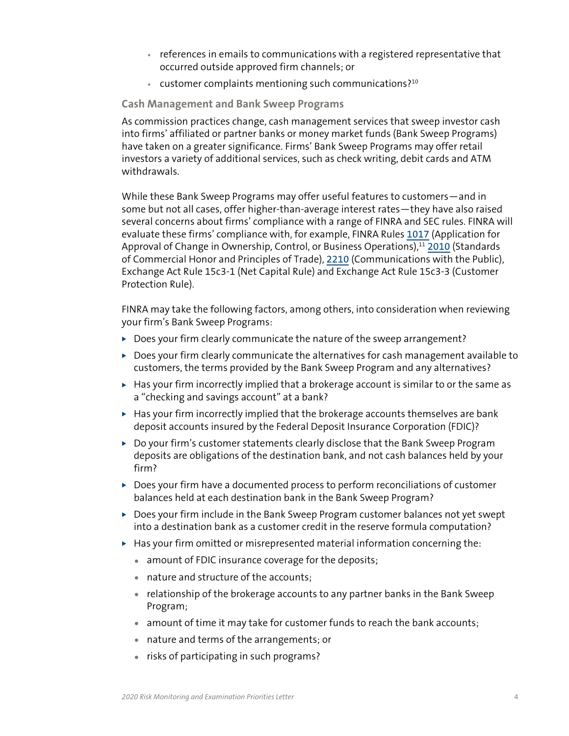- references in emails to communications with a registered representative that occurred outside approved firm channels; or
- customer complaints mentioning such communications?[10]

### Cash Management and Bank Sweep Programs

As commission practices change, cash management services that sweep investor cash into firms' affiliated or partner banks or money market funds (Bank Sweep Programs) have taken on a greater significance. Firms' Bank Sweep Programs may offer retail investors a variety of additional services, such as check writing, debit cards and ATM withdrawals.

While these Bank Sweep Programs may offer useful features to customers—and in some but not all cases, offer higher-than-average interest rates—they have also raised several concerns about firms' compliance with a range of FINRA and SEC rules. FINRA will evaluate these firms' compliance with, for example, FINRA Rules 1017 (Application for Approval of Change in Ownership, Control, or Business Operations),[11] 2010 (Standards of Commercial Honor and Principles of Trade), 2210 (Communications with the Public), Exchange Act Rule 15c3-1 (Net Capital Rule) and Exchange Act Rule 15c3-3 (Customer Protection Rule).

FINRA may take the following factors, among others, into consideration when reviewing your firm's Bank Sweep Programs:

- Does your firm clearly communicate the nature of the sweep arrangement?
- Does your firm clearly communicate the alternatives for cash management available to customers, the terms provided by the Bank Sweep Program and any alternatives?
- Has your firm incorrectly implied that a brokerage account is similar to or the same as a "checking and savings account" at a bank?
- Has your firm incorrectly implied that the brokerage accounts themselves are bank deposit accounts insured by the Federal Deposit Insurance Corporation (FDIC)?
- Do your firm's customer statements clearly disclose that the Bank Sweep Program deposits are obligations of the destination bank, and not cash balances held by your firm?
- Does your firm have a documented process to perform reconciliations of customer balances held at each destination bank in the Bank Sweep Program?
- Does your firm include in the Bank Sweep Program customer balances not yet swept into a destination bank as a customer credit in the reserve formula computation?
- Has your firm omitted or misrepresented material information concerning the:
  - amount of FDIC insurance coverage for the deposits;
  - nature and structure of the accounts;
  - relationship of the brokerage accounts to any partner banks in the Bank Sweep Program;
  - amount of time it may take for customer funds to reach the bank accounts;
  - nature and terms of the arrangements; or
  - risks of participating in such programs?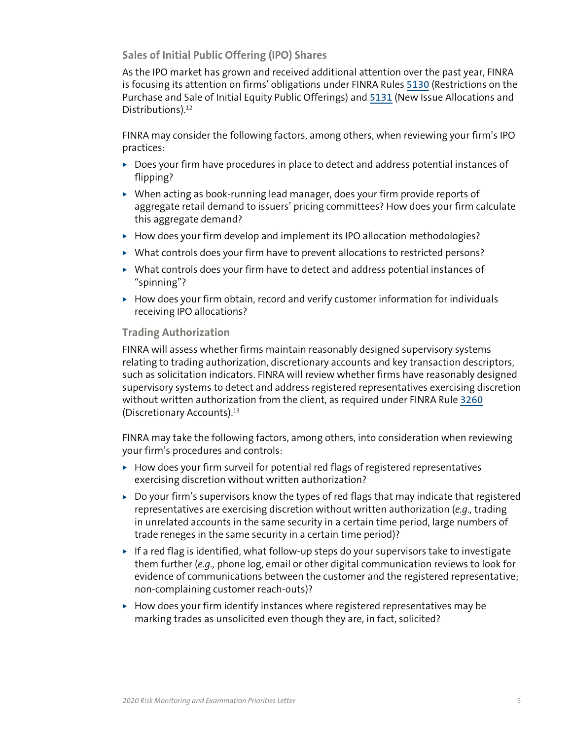### Sales of Initial Public Offering (IPO) Shares

As the IPO market has grown and received additional attention over the past year, FINRA is focusing its attention on firms' obligations under FINRA Rules 5130 (Restrictions on the Purchase and Sale of Initial Equity Public Offerings) and 5131 (New Issue Allocations and Distributions).[12]

FINRA may consider the following factors, among others, when reviewing your firm's IPO practices:

- Does your firm have procedures in place to detect and address potential instances of flipping?
- When acting as book-running lead manager, does your firm provide reports of aggregate retail demand to issuers' pricing committees? How does your firm calculate this aggregate demand?
- How does your firm develop and implement its IPO allocation methodologies?
- What controls does your firm have to prevent allocations to restricted persons?
- What controls does your firm have to detect and address potential instances of "spinning"?
- How does your firm obtain, record and verify customer information for individuals receiving IPO allocations?

### Trading Authorization

FINRA will assess whether firms maintain reasonably designed supervisory systems relating to trading authorization, discretionary accounts and key transaction descriptors, such as solicitation indicators. FINRA will review whether firms have reasonably designed supervisory systems to detect and address registered representatives exercising discretion without written authorization from the client, as required under FINRA Rule 3260 (Discretionary Accounts).[13]

FINRA may take the following factors, among others, into consideration when reviewing your firm's procedures and controls:

- How does your firm surveil for potential red flags of registered representatives exercising discretion without written authorization?
- Do your firm's supervisors know the types of red flags that may indicate that registered representatives are exercising discretion without written authorization (*e.g.,* trading in unrelated accounts in the same security in a certain time period, large numbers of trade reneges in the same security in a certain time period)?
- If a red flag is identified, what follow-up steps do your supervisors take to investigate them further (*e.g.,* phone log, email or other digital communication reviews to look for evidence of communications between the customer and the registered representative; non-complaining customer reach-outs)?
- How does your firm identify instances where registered representatives may be marking trades as unsolicited even though they are, in fact, solicited?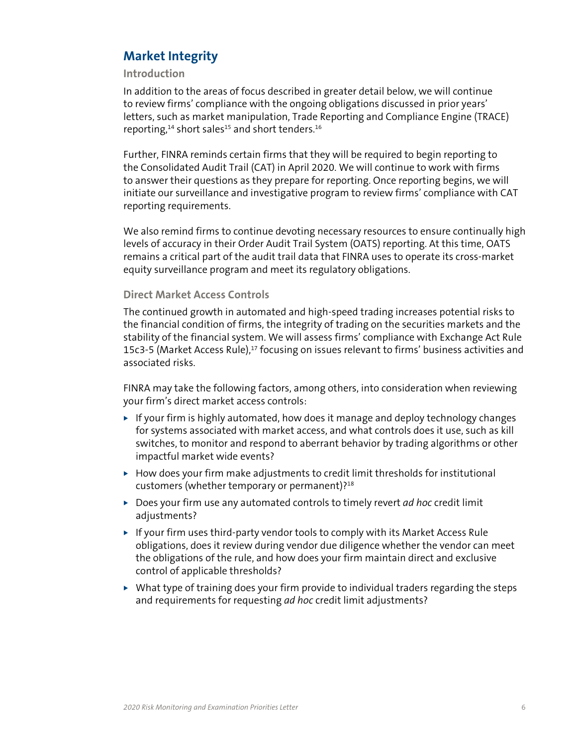## Market Integrity

### Introduction

In addition to the areas of focus described in greater detail below, we will continue to review firms' compliance with the ongoing obligations discussed in prior years' letters, such as market manipulation, Trade Reporting and Compliance Engine (TRACE) reporting,[14] short sales[15] and short tenders.[16]

Further, FINRA reminds certain firms that they will be required to begin reporting to the Consolidated Audit Trail (CAT) in April 2020. We will continue to work with firms to answer their questions as they prepare for reporting. Once reporting begins, we will initiate our surveillance and investigative program to review firms' compliance with CAT reporting requirements.

We also remind firms to continue devoting necessary resources to ensure continually high levels of accuracy in their Order Audit Trail System (OATS) reporting. At this time, OATS remains a critical part of the audit trail data that FINRA uses to operate its cross-market equity surveillance program and meet its regulatory obligations.

### Direct Market Access Controls

The continued growth in automated and high-speed trading increases potential risks to the financial condition of firms, the integrity of trading on the securities markets and the stability of the financial system. We will assess firms' compliance with Exchange Act Rule 15c3-5 (Market Access Rule),[17] focusing on issues relevant to firms' business activities and associated risks.

FINRA may take the following factors, among others, into consideration when reviewing your firm's direct market access controls:

- If your firm is highly automated, how does it manage and deploy technology changes for systems associated with market access, and what controls does it use, such as kill switches, to monitor and respond to aberrant behavior by trading algorithms or other impactful market wide events?
- How does your firm make adjustments to credit limit thresholds for institutional customers (whether temporary or permanent)?[18]
- Does your firm use any automated controls to timely revert *ad hoc* credit limit adjustments?
- If your firm uses third-party vendor tools to comply with its Market Access Rule obligations, does it review during vendor due diligence whether the vendor can meet the obligations of the rule, and how does your firm maintain direct and exclusive control of applicable thresholds?
- What type of training does your firm provide to individual traders regarding the steps and requirements for requesting *ad hoc* credit limit adjustments?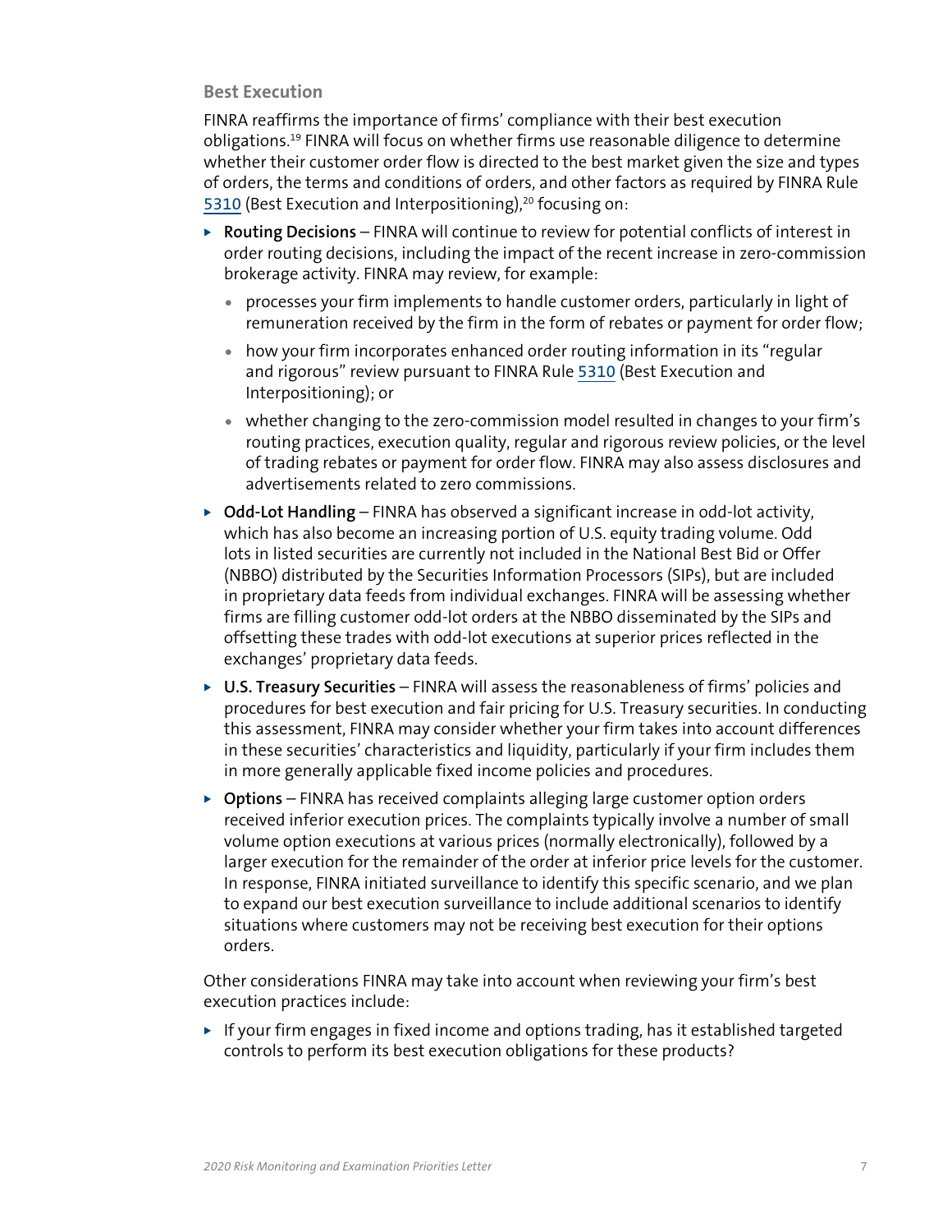## Best Execution

FINRA reaffirms the importance of firms' compliance with their best execution obligations.[19] FINRA will focus on whether firms use reasonable diligence to determine whether their customer order flow is directed to the best market given the size and types of orders, the terms and conditions of orders, and other factors as required by FINRA Rule 5310 (Best Execution and Interpositioning),[20] focusing on:

- **Routing Decisions** – FINRA will continue to review for potential conflicts of interest in order routing decisions, including the impact of the recent increase in zero-commission brokerage activity. FINRA may review, for example:
  - processes your firm implements to handle customer orders, particularly in light of remuneration received by the firm in the form of rebates or payment for order flow;
  - how your firm incorporates enhanced order routing information in its "regular and rigorous" review pursuant to FINRA Rule 5310 (Best Execution and Interpositioning); or
  - whether changing to the zero-commission model resulted in changes to your firm's routing practices, execution quality, regular and rigorous review policies, or the level of trading rebates or payment for order flow. FINRA may also assess disclosures and advertisements related to zero commissions.
- **Odd-Lot Handling** – FINRA has observed a significant increase in odd-lot activity, which has also become an increasing portion of U.S. equity trading volume. Odd lots in listed securities are currently not included in the National Best Bid or Offer (NBBO) distributed by the Securities Information Processors (SIPs), but are included in proprietary data feeds from individual exchanges. FINRA will be assessing whether firms are filling customer odd-lot orders at the NBBO disseminated by the SIPs and offsetting these trades with odd-lot executions at superior prices reflected in the exchanges' proprietary data feeds.
- **U.S. Treasury Securities** – FINRA will assess the reasonableness of firms' policies and procedures for best execution and fair pricing for U.S. Treasury securities. In conducting this assessment, FINRA may consider whether your firm takes into account differences in these securities' characteristics and liquidity, particularly if your firm includes them in more generally applicable fixed income policies and procedures.
- **Options** – FINRA has received complaints alleging large customer option orders received inferior execution prices. The complaints typically involve a number of small volume option executions at various prices (normally electronically), followed by a larger execution for the remainder of the order at inferior price levels for the customer. In response, FINRA initiated surveillance to identify this specific scenario, and we plan to expand our best execution surveillance to include additional scenarios to identify situations where customers may not be receiving best execution for their options orders.

Other considerations FINRA may take into account when reviewing your firm's best execution practices include:

- If your firm engages in fixed income and options trading, has it established targeted controls to perform its best execution obligations for these products?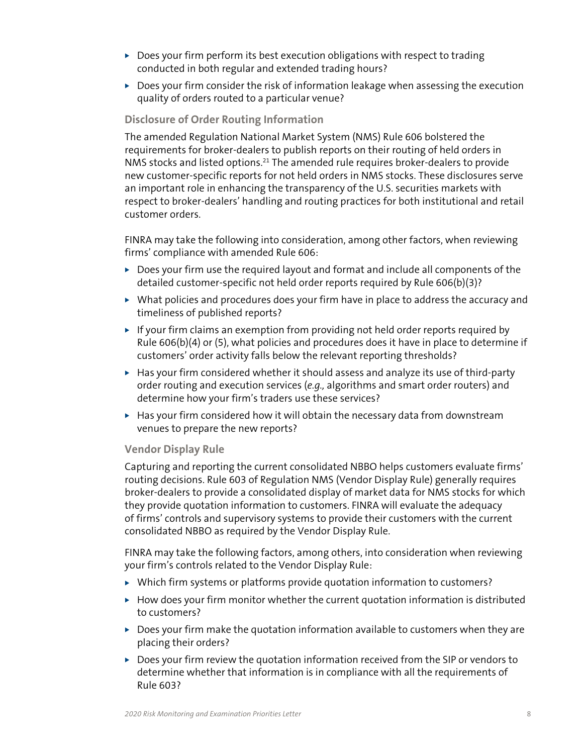- Does your firm perform its best execution obligations with respect to trading conducted in both regular and extended trading hours?
- Does your firm consider the risk of information leakage when assessing the execution quality of orders routed to a particular venue?

### Disclosure of Order Routing Information

The amended Regulation National Market System (NMS) Rule 606 bolstered the requirements for broker-dealers to publish reports on their routing of held orders in NMS stocks and listed options.[21] The amended rule requires broker-dealers to provide new customer-specific reports for not held orders in NMS stocks. These disclosures serve an important role in enhancing the transparency of the U.S. securities markets with respect to broker-dealers' handling and routing practices for both institutional and retail customer orders.

FINRA may take the following into consideration, among other factors, when reviewing firms' compliance with amended Rule 606:

- Does your firm use the required layout and format and include all components of the detailed customer-specific not held order reports required by Rule 606(b)(3)?
- What policies and procedures does your firm have in place to address the accuracy and timeliness of published reports?
- If your firm claims an exemption from providing not held order reports required by Rule 606(b)(4) or (5), what policies and procedures does it have in place to determine if customers' order activity falls below the relevant reporting thresholds?
- Has your firm considered whether it should assess and analyze its use of third-party order routing and execution services (*e.g.,* algorithms and smart order routers) and determine how your firm's traders use these services?
- Has your firm considered how it will obtain the necessary data from downstream venues to prepare the new reports?

### Vendor Display Rule

Capturing and reporting the current consolidated NBBO helps customers evaluate firms' routing decisions. Rule 603 of Regulation NMS (Vendor Display Rule) generally requires broker-dealers to provide a consolidated display of market data for NMS stocks for which they provide quotation information to customers. FINRA will evaluate the adequacy of firms' controls and supervisory systems to provide their customers with the current consolidated NBBO as required by the Vendor Display Rule.

FINRA may take the following factors, among others, into consideration when reviewing your firm's controls related to the Vendor Display Rule:

- Which firm systems or platforms provide quotation information to customers?
- How does your firm monitor whether the current quotation information is distributed to customers?
- Does your firm make the quotation information available to customers when they are placing their orders?
- Does your firm review the quotation information received from the SIP or vendors to determine whether that information is in compliance with all the requirements of Rule 603?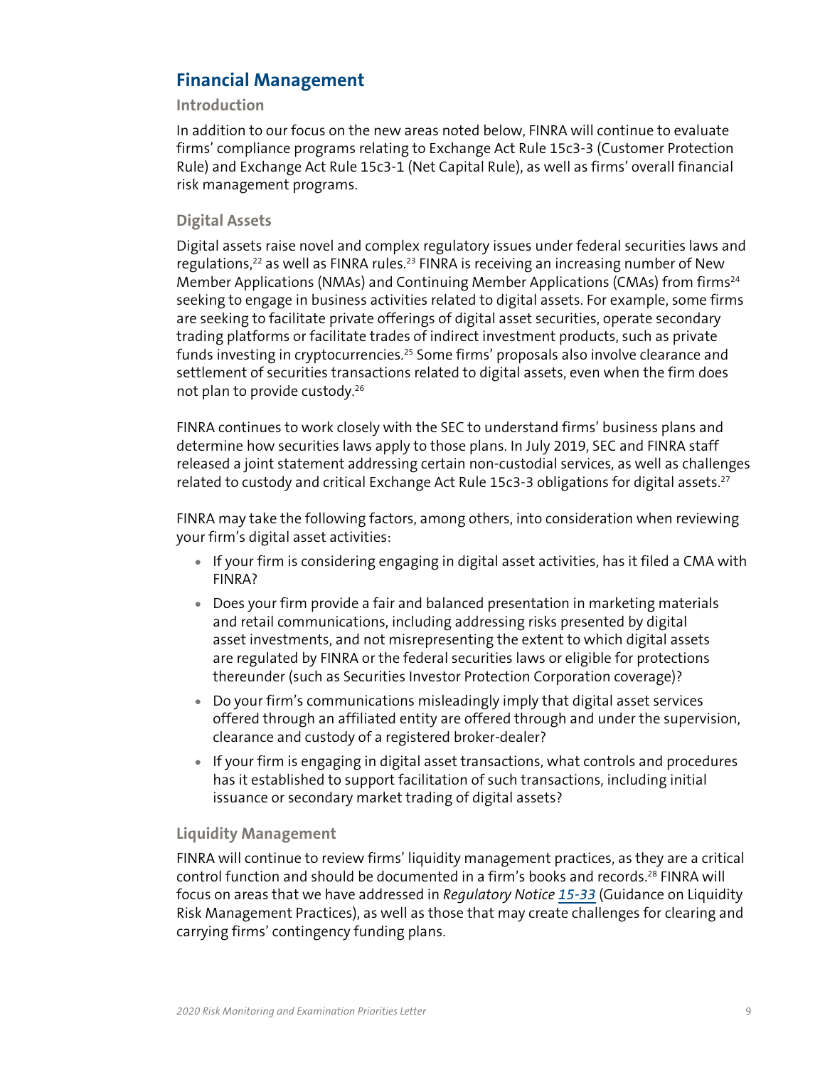## Financial Management

### Introduction

In addition to our focus on the new areas noted below, FINRA will continue to evaluate firms' compliance programs relating to Exchange Act Rule 15c3-3 (Customer Protection Rule) and Exchange Act Rule 15c3-1 (Net Capital Rule), as well as firms' overall financial risk management programs.

### Digital Assets

Digital assets raise novel and complex regulatory issues under federal securities laws and regulations,[22] as well as FINRA rules.[23] FINRA is receiving an increasing number of New Member Applications (NMAs) and Continuing Member Applications (CMAs) from firms[24] seeking to engage in business activities related to digital assets. For example, some firms are seeking to facilitate private offerings of digital asset securities, operate secondary trading platforms or facilitate trades of indirect investment products, such as private funds investing in cryptocurrencies.[25] Some firms' proposals also involve clearance and settlement of securities transactions related to digital assets, even when the firm does not plan to provide custody.[26]

FINRA continues to work closely with the SEC to understand firms' business plans and determine how securities laws apply to those plans. In July 2019, SEC and FINRA staff released a joint statement addressing certain non-custodial services, as well as challenges related to custody and critical Exchange Act Rule 15c3-3 obligations for digital assets.[27]

FINRA may take the following factors, among others, into consideration when reviewing your firm's digital asset activities:

- If your firm is considering engaging in digital asset activities, has it filed a CMA with FINRA?
- Does your firm provide a fair and balanced presentation in marketing materials and retail communications, including addressing risks presented by digital asset investments, and not misrepresenting the extent to which digital assets are regulated by FINRA or the federal securities laws or eligible for protections thereunder (such as Securities Investor Protection Corporation coverage)?
- Do your firm's communications misleadingly imply that digital asset services offered through an affiliated entity are offered through and under the supervision, clearance and custody of a registered broker-dealer?
- If your firm is engaging in digital asset transactions, what controls and procedures has it established to support facilitation of such transactions, including initial issuance or secondary market trading of digital assets?

### Liquidity Management

FINRA will continue to review firms' liquidity management practices, as they are a critical control function and should be documented in a firm's books and records.[28] FINRA will focus on areas that we have addressed in *Regulatory Notice 15-33* (Guidance on Liquidity Risk Management Practices), as well as those that may create challenges for clearing and carrying firms' contingency funding plans.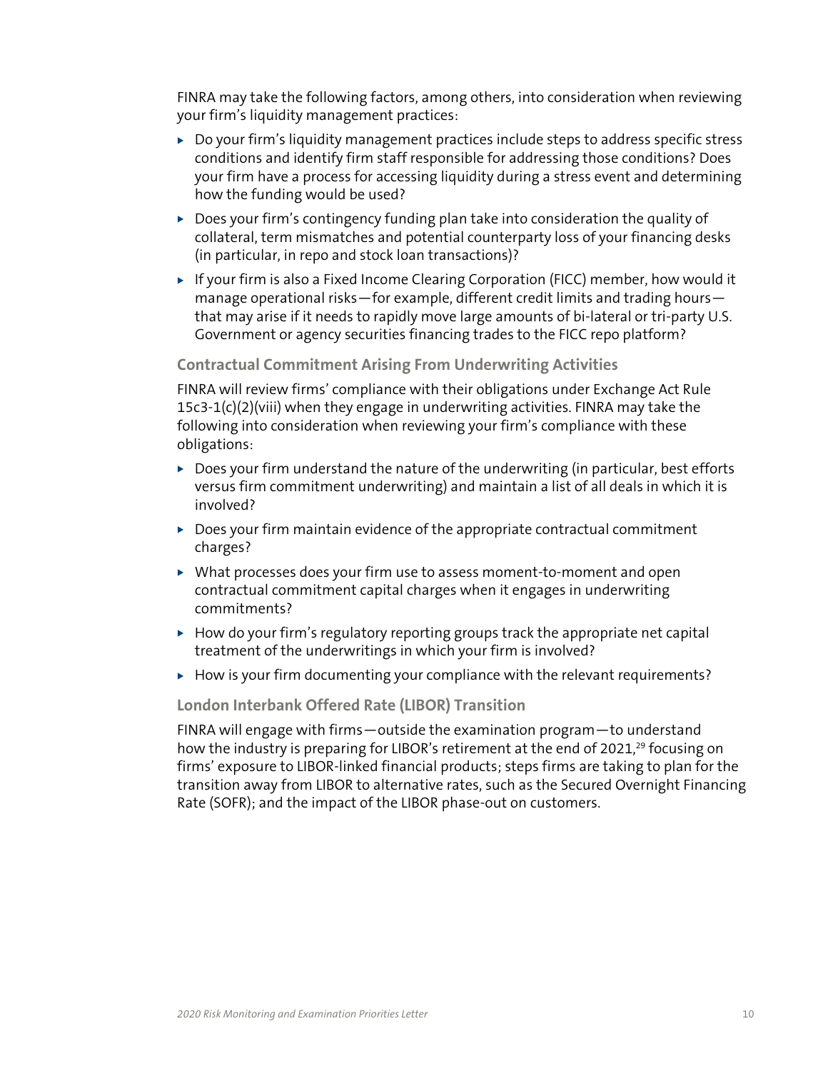FINRA may take the following factors, among others, into consideration when reviewing your firm's liquidity management practices:

- Do your firm's liquidity management practices include steps to address specific stress conditions and identify firm staff responsible for addressing those conditions? Does your firm have a process for accessing liquidity during a stress event and determining how the funding would be used?
- Does your firm's contingency funding plan take into consideration the quality of collateral, term mismatches and potential counterparty loss of your financing desks (in particular, in repo and stock loan transactions)?
- If your firm is also a Fixed Income Clearing Corporation (FICC) member, how would it manage operational risks—for example, different credit limits and trading hours—that may arise if it needs to rapidly move large amounts of bi-lateral or tri-party U.S. Government or agency securities financing trades to the FICC repo platform?

### Contractual Commitment Arising From Underwriting Activities

FINRA will review firms' compliance with their obligations under Exchange Act Rule 15c3-1(c)(2)(viii) when they engage in underwriting activities. FINRA may take the following into consideration when reviewing your firm's compliance with these obligations:

- Does your firm understand the nature of the underwriting (in particular, best efforts versus firm commitment underwriting) and maintain a list of all deals in which it is involved?
- Does your firm maintain evidence of the appropriate contractual commitment charges?
- What processes does your firm use to assess moment-to-moment and open contractual commitment capital charges when it engages in underwriting commitments?
- How do your firm's regulatory reporting groups track the appropriate net capital treatment of the underwritings in which your firm is involved?
- How is your firm documenting your compliance with the relevant requirements?

### London Interbank Offered Rate (LIBOR) Transition

FINRA will engage with firms—outside the examination program—to understand how the industry is preparing for LIBOR's retirement at the end of 2021,[29] focusing on firms' exposure to LIBOR-linked financial products; steps firms are taking to plan for the transition away from LIBOR to alternative rates, such as the Secured Overnight Financing Rate (SOFR); and the impact of the LIBOR phase-out on customers.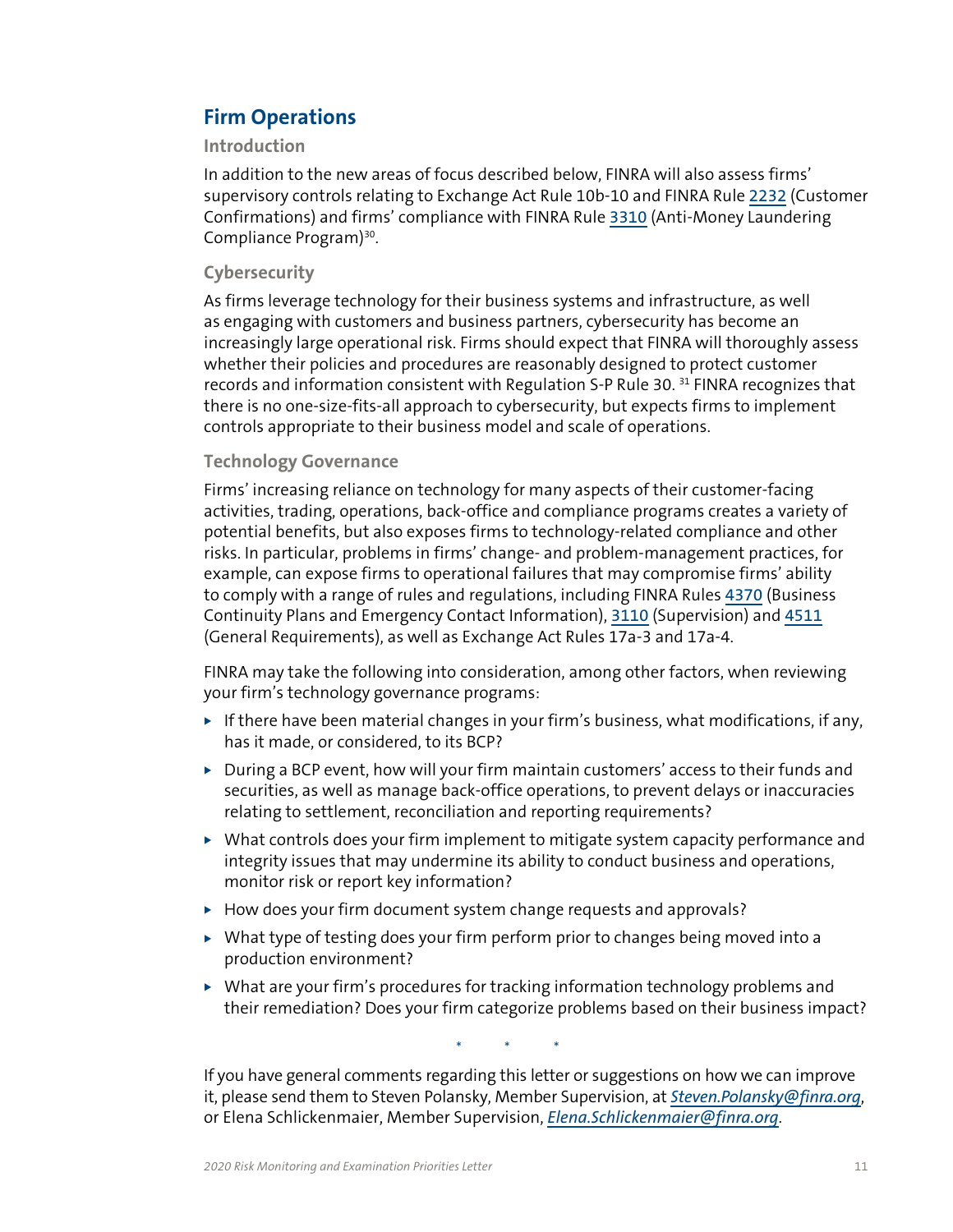## Firm Operations

### Introduction

In addition to the new areas of focus described below, FINRA will also assess firms' supervisory controls relating to Exchange Act Rule 10b-10 and FINRA Rule 2232 (Customer Confirmations) and firms' compliance with FINRA Rule 3310 (Anti-Money Laundering Compliance Program)[30].

### Cybersecurity

As firms leverage technology for their business systems and infrastructure, as well as engaging with customers and business partners, cybersecurity has become an increasingly large operational risk. Firms should expect that FINRA will thoroughly assess whether their policies and procedures are reasonably designed to protect customer records and information consistent with Regulation S-P Rule 30. [31] FINRA recognizes that there is no one-size-fits-all approach to cybersecurity, but expects firms to implement controls appropriate to their business model and scale of operations.

### Technology Governance

Firms' increasing reliance on technology for many aspects of their customer-facing activities, trading, operations, back-office and compliance programs creates a variety of potential benefits, but also exposes firms to technology-related compliance and other risks. In particular, problems in firms' change- and problem-management practices, for example, can expose firms to operational failures that may compromise firms' ability to comply with a range of rules and regulations, including FINRA Rules 4370 (Business Continuity Plans and Emergency Contact Information), 3110 (Supervision) and 4511 (General Requirements), as well as Exchange Act Rules 17a-3 and 17a-4.

FINRA may take the following into consideration, among other factors, when reviewing your firm's technology governance programs:

- If there have been material changes in your firm's business, what modifications, if any, has it made, or considered, to its BCP?
- During a BCP event, how will your firm maintain customers' access to their funds and securities, as well as manage back-office operations, to prevent delays or inaccuracies relating to settlement, reconciliation and reporting requirements?
- What controls does your firm implement to mitigate system capacity performance and integrity issues that may undermine its ability to conduct business and operations, monitor risk or report key information?
- How does your firm document system change requests and approvals?
- What type of testing does your firm perform prior to changes being moved into a production environment?
- What are your firm's procedures for tracking information technology problems and their remediation? Does your firm categorize problems based on their business impact?

\* \* \*

If you have general comments regarding this letter or suggestions on how we can improve it, please send them to Steven Polansky, Member Supervision, at *Steven.Polansky@finra.org*, or Elena Schlickenmaier, Member Supervision, *Elena.Schlickenmaier@finra.org*.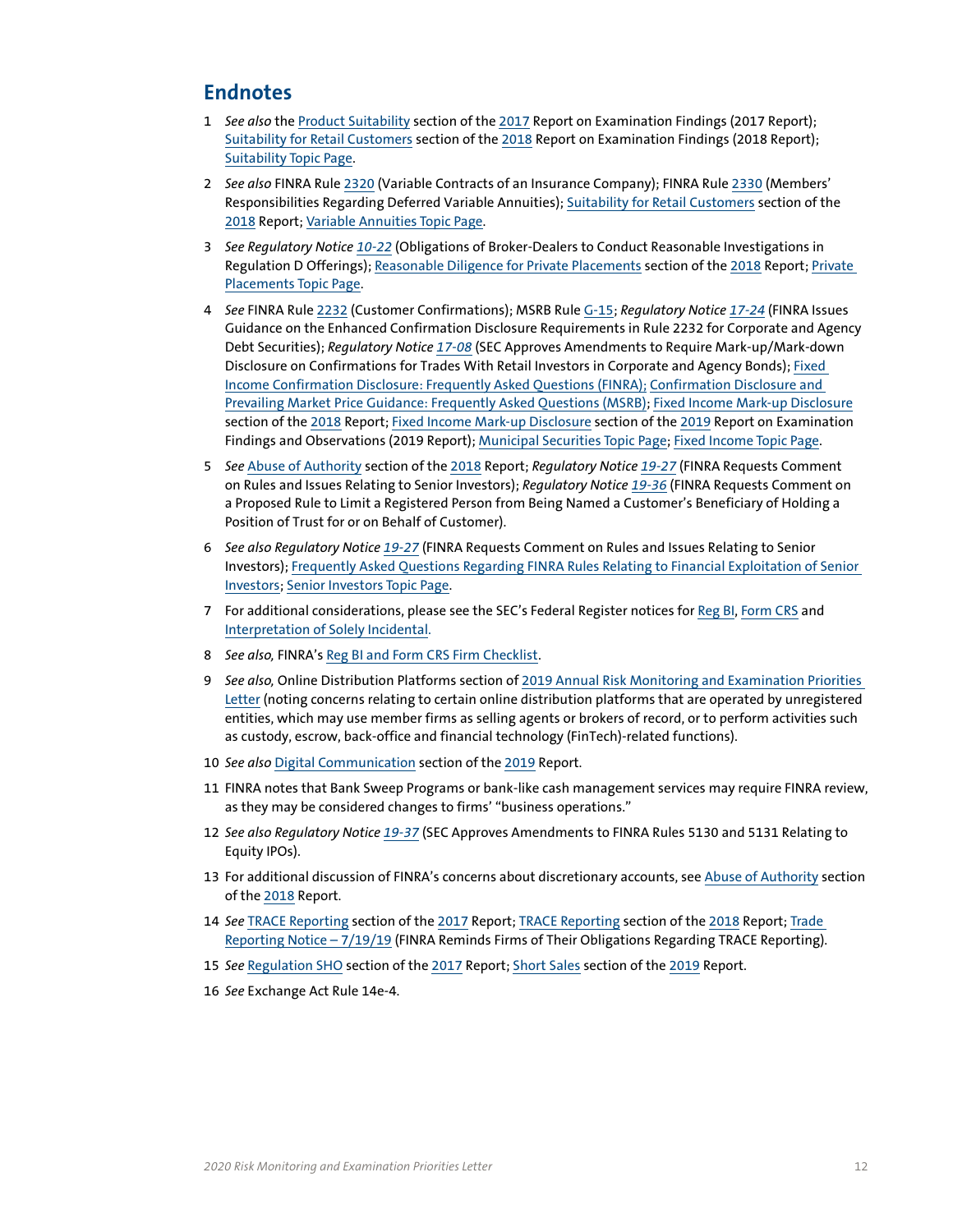## Endnotes

1 *See also* the Product Suitability section of the 2017 Report on Examination Findings (2017 Report); Suitability for Retail Customers section of the 2018 Report on Examination Findings (2018 Report); Suitability Topic Page.

2 *See also* FINRA Rule 2320 (Variable Contracts of an Insurance Company); FINRA Rule 2330 (Members' Responsibilities Regarding Deferred Variable Annuities); Suitability for Retail Customers section of the 2018 Report; Variable Annuities Topic Page.

3 *See Regulatory Notice 10-22* (Obligations of Broker-Dealers to Conduct Reasonable Investigations in Regulation D Offerings); Reasonable Diligence for Private Placements section of the 2018 Report; Private Placements Topic Page.

4 *See* FINRA Rule 2232 (Customer Confirmations); MSRB Rule G-15; *Regulatory Notice 17-24* (FINRA Issues Guidance on the Enhanced Confirmation Disclosure Requirements in Rule 2232 for Corporate and Agency Debt Securities); *Regulatory Notice 17-08* (SEC Approves Amendments to Require Mark-up/Mark-down Disclosure on Confirmations for Trades With Retail Investors in Corporate and Agency Bonds); Fixed Income Confirmation Disclosure: Frequently Asked Questions (FINRA); Confirmation Disclosure and Prevailing Market Price Guidance: Frequently Asked Questions (MSRB); Fixed Income Mark-up Disclosure section of the 2018 Report; Fixed Income Mark-up Disclosure section of the 2019 Report on Examination Findings and Observations (2019 Report); Municipal Securities Topic Page; Fixed Income Topic Page.

5 *See* Abuse of Authority section of the 2018 Report; *Regulatory Notice 19-27* (FINRA Requests Comment on Rules and Issues Relating to Senior Investors); *Regulatory Notice 19-36* (FINRA Requests Comment on a Proposed Rule to Limit a Registered Person from Being Named a Customer's Beneficiary of Holding a Position of Trust for or on Behalf of Customer).

6 *See also Regulatory Notice 19-27* (FINRA Requests Comment on Rules and Issues Relating to Senior Investors); Frequently Asked Questions Regarding FINRA Rules Relating to Financial Exploitation of Senior Investors; Senior Investors Topic Page.

7 For additional considerations, please see the SEC's Federal Register notices for Reg BI, Form CRS and Interpretation of Solely Incidental.

8 *See also,* FINRA's Reg BI and Form CRS Firm Checklist.

9 *See also,* Online Distribution Platforms section of 2019 Annual Risk Monitoring and Examination Priorities Letter (noting concerns relating to certain online distribution platforms that are operated by unregistered entities, which may use member firms as selling agents or brokers of record, or to perform activities such as custody, escrow, back-office and financial technology (FinTech)-related functions).

10 *See also* Digital Communication section of the 2019 Report.

11 FINRA notes that Bank Sweep Programs or bank-like cash management services may require FINRA review, as they may be considered changes to firms' "business operations."

12 *See also Regulatory Notice 19-37* (SEC Approves Amendments to FINRA Rules 5130 and 5131 Relating to Equity IPOs).

13 For additional discussion of FINRA's concerns about discretionary accounts, see Abuse of Authority section of the 2018 Report.

14 *See* TRACE Reporting section of the 2017 Report; TRACE Reporting section of the 2018 Report; Trade Reporting Notice – 7/19/19 (FINRA Reminds Firms of Their Obligations Regarding TRACE Reporting).

15 *See* Regulation SHO section of the 2017 Report; Short Sales section of the 2019 Report.

16 *See* Exchange Act Rule 14e-4.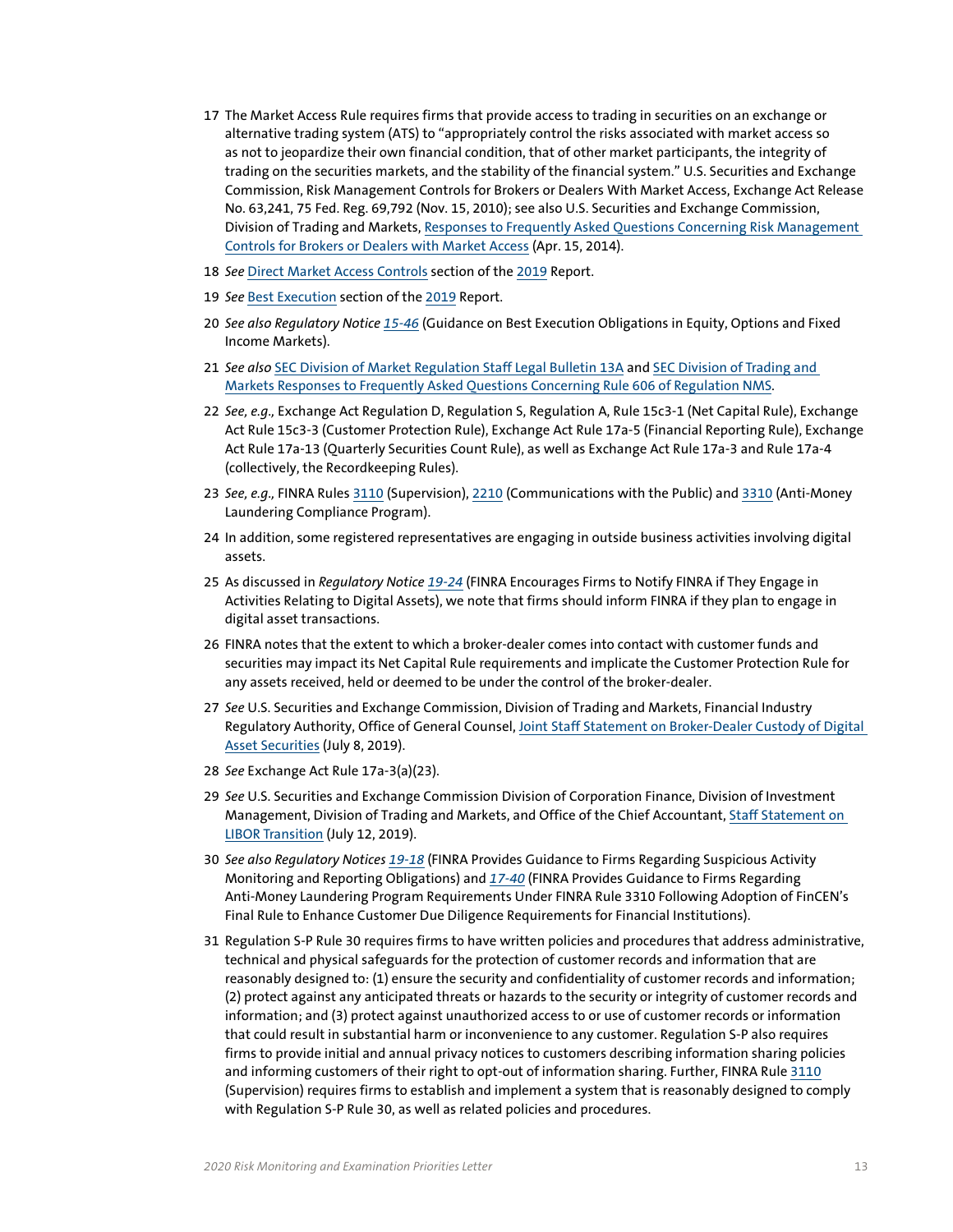17 The Market Access Rule requires firms that provide access to trading in securities on an exchange or alternative trading system (ATS) to "appropriately control the risks associated with market access so as not to jeopardize their own financial condition, that of other market participants, the integrity of trading on the securities markets, and the stability of the financial system." U.S. Securities and Exchange Commission, Risk Management Controls for Brokers or Dealers With Market Access, Exchange Act Release No. 63,241, 75 Fed. Reg. 69,792 (Nov. 15, 2010); see also U.S. Securities and Exchange Commission, Division of Trading and Markets, Responses to Frequently Asked Questions Concerning Risk Management Controls for Brokers or Dealers with Market Access (Apr. 15, 2014).

18 *See* Direct Market Access Controls section of the 2019 Report.

19 *See* Best Execution section of the 2019 Report.

20 *See also Regulatory Notice 15-46* (Guidance on Best Execution Obligations in Equity, Options and Fixed Income Markets).

21 *See also* SEC Division of Market Regulation Staff Legal Bulletin 13A and SEC Division of Trading and Markets Responses to Frequently Asked Questions Concerning Rule 606 of Regulation NMS.

22 *See, e.g.,* Exchange Act Regulation D, Regulation S, Regulation A, Rule 15c3-1 (Net Capital Rule), Exchange Act Rule 15c3-3 (Customer Protection Rule), Exchange Act Rule 17a-5 (Financial Reporting Rule), Exchange Act Rule 17a-13 (Quarterly Securities Count Rule), as well as Exchange Act Rule 17a-3 and Rule 17a-4 (collectively, the Recordkeeping Rules).

23 *See, e.g.,* FINRA Rules 3110 (Supervision), 2210 (Communications with the Public) and 3310 (Anti-Money Laundering Compliance Program).

24 In addition, some registered representatives are engaging in outside business activities involving digital assets.

25 As discussed in *Regulatory Notice 19-24* (FINRA Encourages Firms to Notify FINRA if They Engage in Activities Relating to Digital Assets), we note that firms should inform FINRA if they plan to engage in digital asset transactions.

26 FINRA notes that the extent to which a broker-dealer comes into contact with customer funds and securities may impact its Net Capital Rule requirements and implicate the Customer Protection Rule for any assets received, held or deemed to be under the control of the broker-dealer.

27 *See* U.S. Securities and Exchange Commission, Division of Trading and Markets, Financial Industry Regulatory Authority, Office of General Counsel, Joint Staff Statement on Broker-Dealer Custody of Digital Asset Securities (July 8, 2019).

28 *See* Exchange Act Rule 17a-3(a)(23).

29 *See* U.S. Securities and Exchange Commission Division of Corporation Finance, Division of Investment Management, Division of Trading and Markets, and Office of the Chief Accountant, Staff Statement on LIBOR Transition (July 12, 2019).

30 *See also Regulatory Notices 19-18* (FINRA Provides Guidance to Firms Regarding Suspicious Activity Monitoring and Reporting Obligations) and *17-40* (FINRA Provides Guidance to Firms Regarding Anti-Money Laundering Program Requirements Under FINRA Rule 3310 Following Adoption of FinCEN's Final Rule to Enhance Customer Due Diligence Requirements for Financial Institutions).

31 Regulation S-P Rule 30 requires firms to have written policies and procedures that address administrative, technical and physical safeguards for the protection of customer records and information that are reasonably designed to: (1) ensure the security and confidentiality of customer records and information; (2) protect against any anticipated threats or hazards to the security or integrity of customer records and information; and (3) protect against unauthorized access to or use of customer records or information that could result in substantial harm or inconvenience to any customer. Regulation S-P also requires firms to provide initial and annual privacy notices to customers describing information sharing policies and informing customers of their right to opt-out of information sharing. Further, FINRA Rule 3110 (Supervision) requires firms to establish and implement a system that is reasonably designed to comply with Regulation S-P Rule 30, as well as related policies and procedures.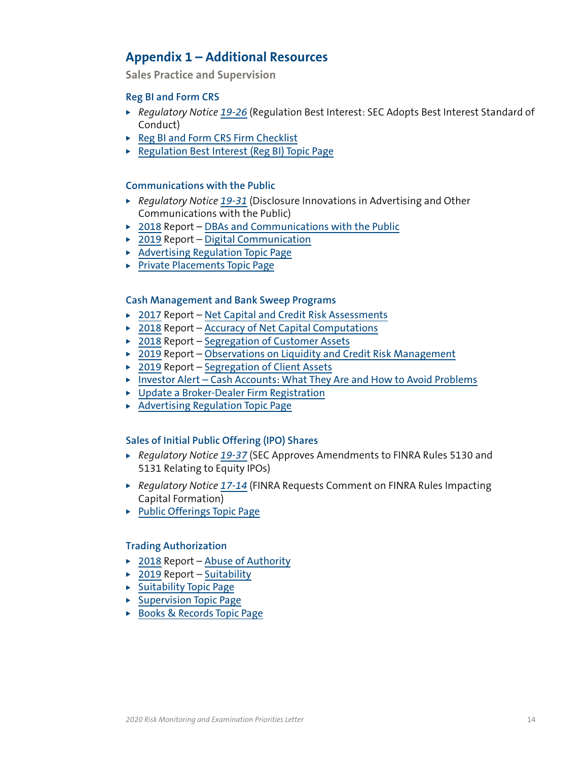## Appendix 1 – Additional Resources

### Sales Practice and Supervision

#### Reg BI and Form CRS

- *Regulatory Notice 19-26* (Regulation Best Interest: SEC Adopts Best Interest Standard of Conduct)
- Reg BI and Form CRS Firm Checklist
- Regulation Best Interest (Reg BI) Topic Page

#### Communications with the Public

- *Regulatory Notice 19-31* (Disclosure Innovations in Advertising and Other Communications with the Public)
- 2018 Report – DBAs and Communications with the Public
- 2019 Report – Digital Communication
- Advertising Regulation Topic Page
- Private Placements Topic Page

#### Cash Management and Bank Sweep Programs

- 2017 Report – Net Capital and Credit Risk Assessments
- 2018 Report – Accuracy of Net Capital Computations
- 2018 Report – Segregation of Customer Assets
- 2019 Report – Observations on Liquidity and Credit Risk Management
- 2019 Report – Segregation of Client Assets
- Investor Alert – Cash Accounts: What They Are and How to Avoid Problems
- Update a Broker-Dealer Firm Registration
- Advertising Regulation Topic Page

#### Sales of Initial Public Offering (IPO) Shares

- *Regulatory Notice 19-37* (SEC Approves Amendments to FINRA Rules 5130 and 5131 Relating to Equity IPOs)
- *Regulatory Notice 17-14* (FINRA Requests Comment on FINRA Rules Impacting Capital Formation)
- Public Offerings Topic Page

#### Trading Authorization

- 2018 Report – Abuse of Authority
- 2019 Report – Suitability
- Suitability Topic Page
- Supervision Topic Page
- Books & Records Topic Page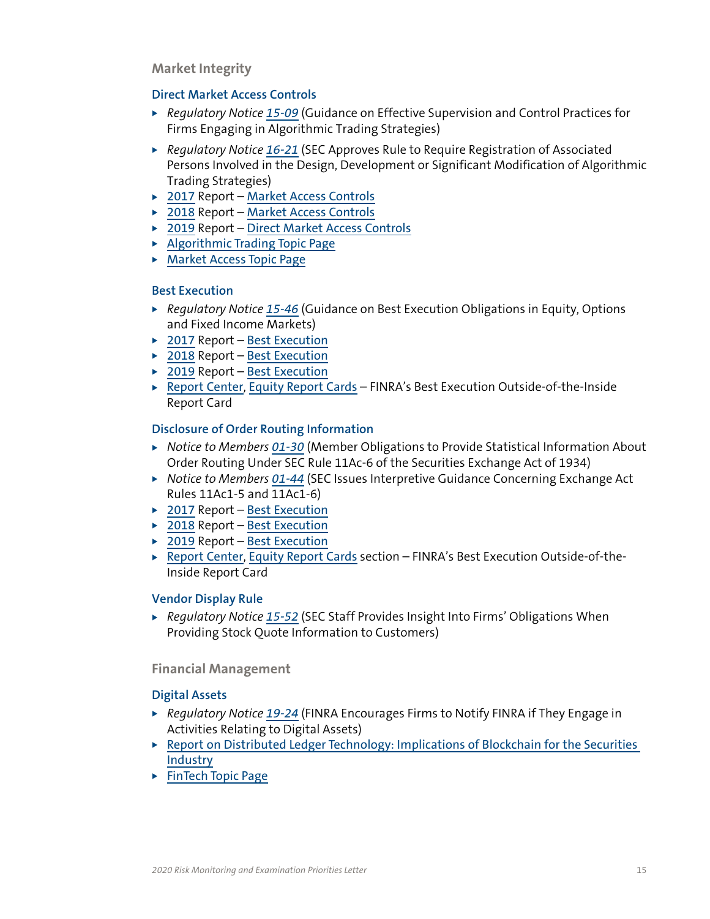## Market Integrity

### Direct Market Access Controls

- *Regulatory Notice 15-09* (Guidance on Effective Supervision and Control Practices for Firms Engaging in Algorithmic Trading Strategies)
- *Regulatory Notice 16-21* (SEC Approves Rule to Require Registration of Associated Persons Involved in the Design, Development or Significant Modification of Algorithmic Trading Strategies)
- 2017 Report – Market Access Controls
- 2018 Report – Market Access Controls
- 2019 Report – Direct Market Access Controls
- Algorithmic Trading Topic Page
- Market Access Topic Page

### Best Execution

- *Regulatory Notice 15-46* (Guidance on Best Execution Obligations in Equity, Options and Fixed Income Markets)
- 2017 Report – Best Execution
- 2018 Report – Best Execution
- 2019 Report – Best Execution
- Report Center, Equity Report Cards – FINRA's Best Execution Outside-of-the-Inside Report Card

### Disclosure of Order Routing Information

- *Notice to Members 01-30* (Member Obligations to Provide Statistical Information About Order Routing Under SEC Rule 11Ac-6 of the Securities Exchange Act of 1934)
- *Notice to Members 01-44* (SEC Issues Interpretive Guidance Concerning Exchange Act Rules 11Ac1-5 and 11Ac1-6)
- 2017 Report – Best Execution
- 2018 Report – Best Execution
- 2019 Report – Best Execution
- Report Center, Equity Report Cards section – FINRA's Best Execution Outside-of-the-Inside Report Card

### Vendor Display Rule

- *Regulatory Notice 15-52* (SEC Staff Provides Insight Into Firms' Obligations When Providing Stock Quote Information to Customers)

## Financial Management

### Digital Assets

- *Regulatory Notice 19-24* (FINRA Encourages Firms to Notify FINRA if They Engage in Activities Relating to Digital Assets)
- Report on Distributed Ledger Technology: Implications of Blockchain for the Securities Industry
- FinTech Topic Page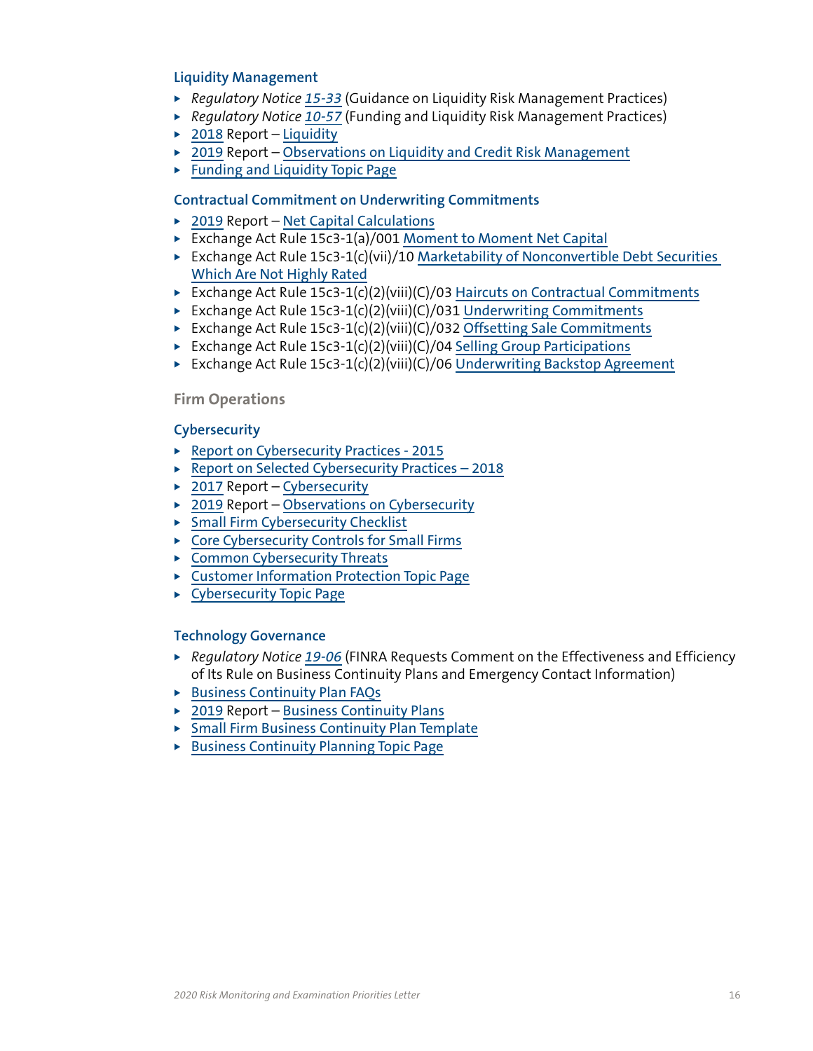### Liquidity Management

- *Regulatory Notice 15-33* (Guidance on Liquidity Risk Management Practices)
- *Regulatory Notice 10-57* (Funding and Liquidity Risk Management Practices)
- 2018 Report – Liquidity
- 2019 Report – Observations on Liquidity and Credit Risk Management
- Funding and Liquidity Topic Page

### Contractual Commitment on Underwriting Commitments

- 2019 Report – Net Capital Calculations
- Exchange Act Rule 15c3-1(a)/001 Moment to Moment Net Capital
- Exchange Act Rule 15c3-1(c)(vii)/10 Marketability of Nonconvertible Debt Securities Which Are Not Highly Rated
- Exchange Act Rule 15c3-1(c)(2)(viii)(C)/03 Haircuts on Contractual Commitments
- Exchange Act Rule 15c3-1(c)(2)(viii)(C)/031 Underwriting Commitments
- Exchange Act Rule 15c3-1(c)(2)(viii)(C)/032 Offsetting Sale Commitments
- Exchange Act Rule 15c3-1(c)(2)(viii)(C)/04 Selling Group Participations
- Exchange Act Rule 15c3-1(c)(2)(viii)(C)/06 Underwriting Backstop Agreement

## Firm Operations

### Cybersecurity

- Report on Cybersecurity Practices - 2015
- Report on Selected Cybersecurity Practices – 2018
- 2017 Report – Cybersecurity
- 2019 Report – Observations on Cybersecurity
- Small Firm Cybersecurity Checklist
- Core Cybersecurity Controls for Small Firms
- Common Cybersecurity Threats
- Customer Information Protection Topic Page
- Cybersecurity Topic Page

### Technology Governance

- *Regulatory Notice 19-06* (FINRA Requests Comment on the Effectiveness and Efficiency of Its Rule on Business Continuity Plans and Emergency Contact Information)
- Business Continuity Plan FAQs
- 2019 Report – Business Continuity Plans
- Small Firm Business Continuity Plan Template
- Business Continuity Planning Topic Page